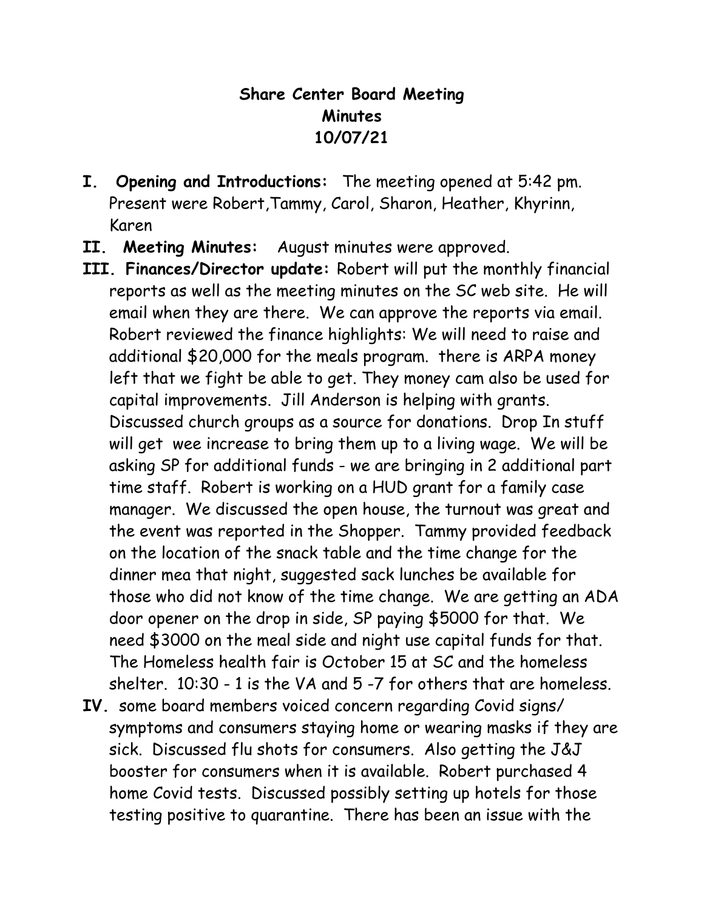# Share Center Board Meeting
## Minutes
## 10/07/21

**I. Opening and Introductions:** The meeting opened at 5:42 pm. Present were Robert,Tammy, Carol, Sharon, Heather, Khyrinn, Karen

**II. Meeting Minutes:** August minutes were approved.

**III. Finances/Director update:** Robert will put the monthly financial reports as well as the meeting minutes on the SC web site. He will email when they are there. We can approve the reports via email. Robert reviewed the finance highlights: We will need to raise and additional $20,000 for the meals program. there is ARPA money left that we fight be able to get. They money cam also be used for capital improvements. Jill Anderson is helping with grants. Discussed church groups as a source for donations. Drop In stuff will get wee increase to bring them up to a living wage. We will be asking SP for additional funds - we are bringing in 2 additional part time staff. Robert is working on a HUD grant for a family case manager. We discussed the open house, the turnout was great and the event was reported in the Shopper. Tammy provided feedback on the location of the snack table and the time change for the dinner mea that night, suggested sack lunches be available for those who did not know of the time change. We are getting an ADA door opener on the drop in side, SP paying $5000 for that. We need $3000 on the meal side and night use capital funds for that. The Homeless health fair is October 15 at SC and the homeless shelter. 10:30 - 1 is the VA and 5 -7 for others that are homeless.

**IV.** some board members voiced concern regarding Covid signs/ symptoms and consumers staying home or wearing masks if they are sick. Discussed flu shots for consumers. Also getting the J&J booster for consumers when it is available. Robert purchased 4 home Covid tests. Discussed possibly setting up hotels for those testing positive to quarantine. There has been an issue with the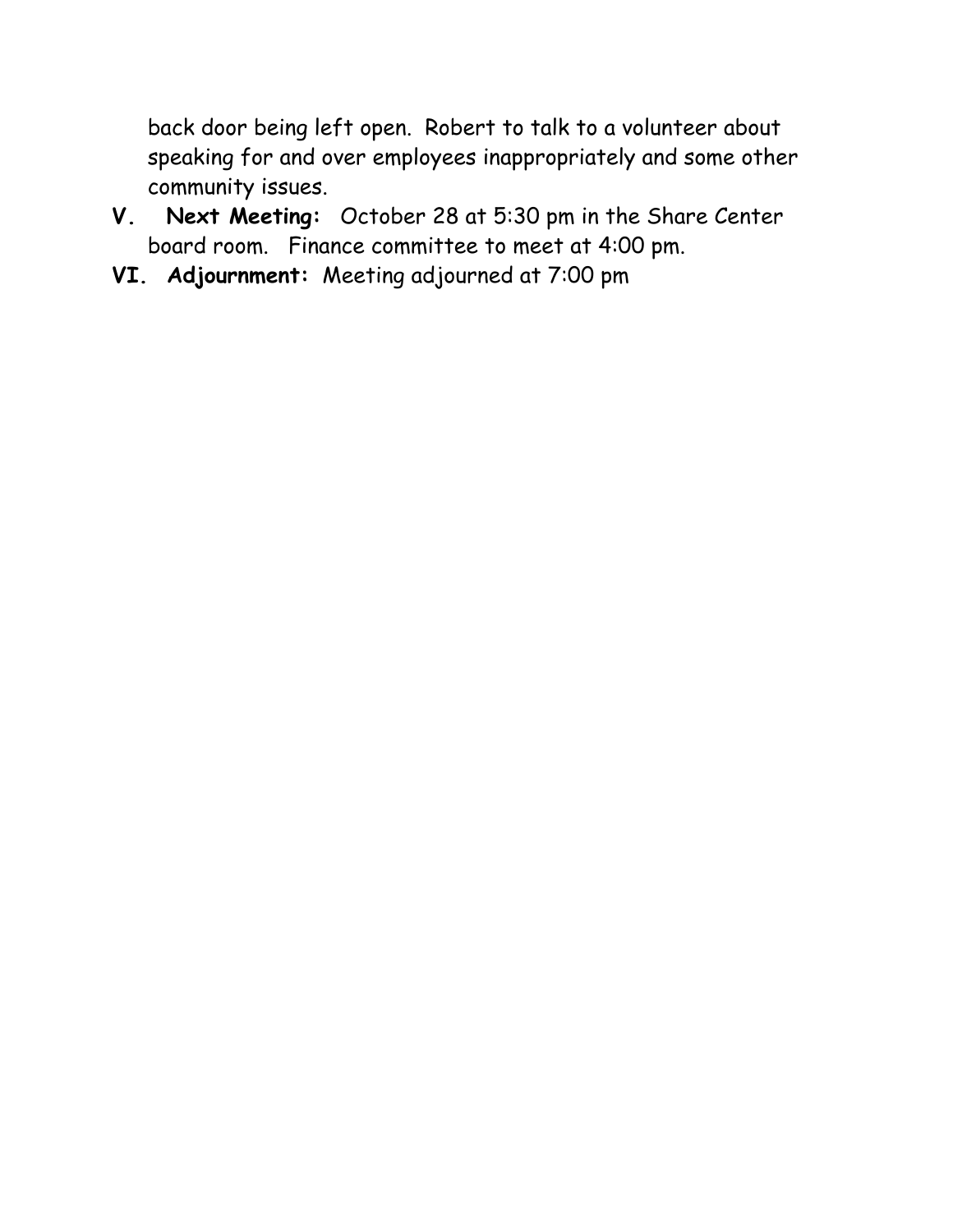back door being left open. Robert to talk to a volunteer about speaking for and over employees inappropriately and some other community issues.

**V. Next Meeting:** October 28 at 5:30 pm in the Share Center board room. Finance committee to meet at 4:00 pm.

**VI. Adjournment:** Meeting adjourned at 7:00 pm